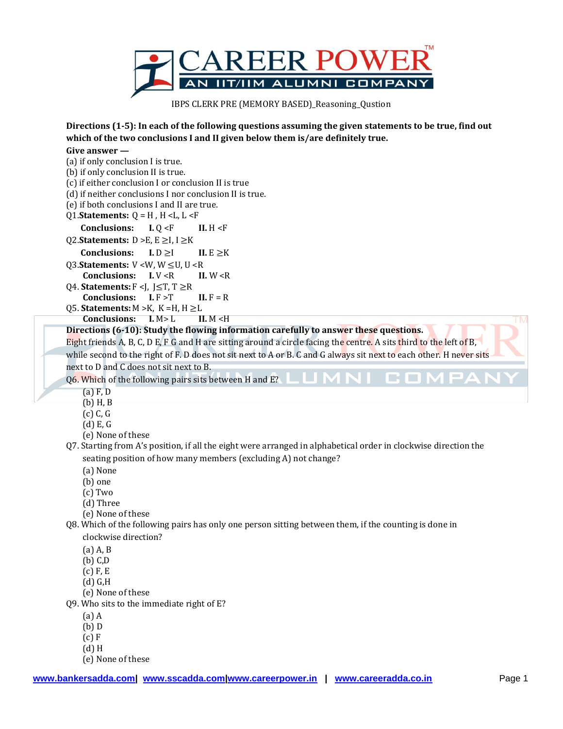IBPS CLERK PRE (MEMORY BASED)_Reasoning_Qustion

**Directions (1-5): In each of the following questions assuming the given statements to be true, find out which of the two conclusions I and II given below them is/are definitely true.**

**Give answer —**

(a) if only conclusion I is true.
(b) if only conclusion II is true.
(c) if either conclusion I or conclusion II is true
(d) if neither conclusions I nor conclusion II is true.
(e) if both conclusions I and II are true.

Q1. **Statements:** Q = H , H <L, L <F

**Conclusions:** **I.** Q <F **II.** H <F

Q2. **Statements:** D >E, E ≥I, I ≥K

**Conclusions:** **I.** D ≥I **II.** E ≥K

Q3. **Statements:** V <W, W ≤U, U <R

**Conclusions:** **I.** V <R **II.** W <R

Q4. **Statements:** F <J, J≤T, T ≥R

**Conclusions:** **I.** F >T **II.** F = R

Q5. **Statements:** M >K, K =H, H ≥L

**Conclusions:** **I.** M> L **II.** M <H

**Directions (6-10): Study the flowing information carefully to answer these questions.**

Eight friends A, B, C, D E, F G and H are sitting around a circle facing the centre. A sits third to the left of B, while second to the right of F. D does not sit next to A or B. C and G always sit next to each other. H never sits next to D and C does not sit next to B.

Q6. Which of the following pairs sits between H and E?
(a) F, D
(b) H, B
(c) C, G
(d) E, G
(e) None of these

Q7. Starting from A's position, if all the eight were arranged in alphabetical order in clockwise direction the seating position of how many members (excluding A) not change?
(a) None
(b) one
(c) Two
(d) Three
(e) None of these

Q8. Which of the following pairs has only one person sitting between them, if the counting is done in clockwise direction?
(a) A, B
(b) C,D
(c) F, E
(d) G,H
(e) None of these

Q9. Who sits to the immediate right of E?
(a) A
(b) D
(c) F
(d) H
(e) None of these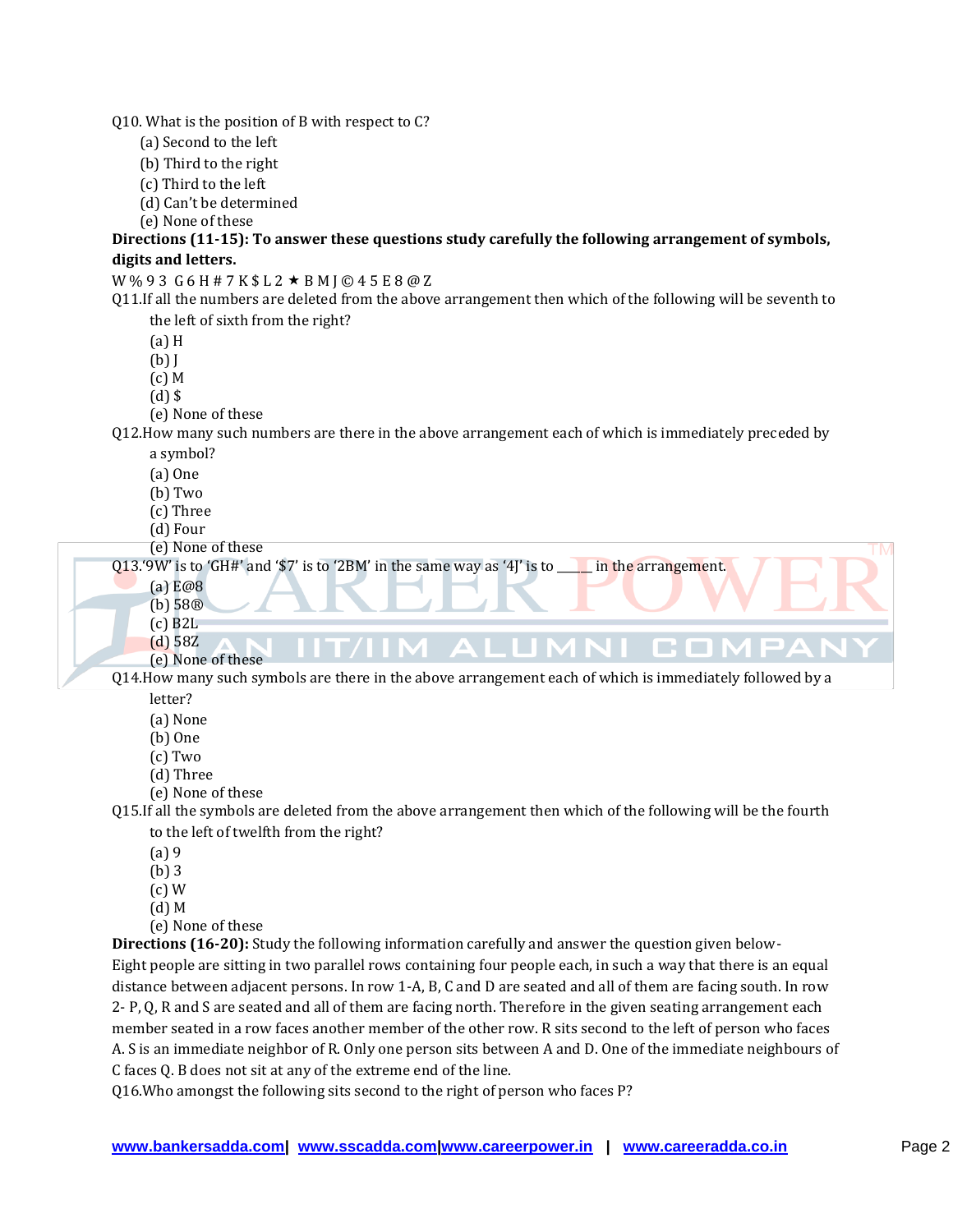Q10. What is the position of B with respect to C?

(a) Second to the left
(b) Third to the right
(c) Third to the left
(d) Can't be determined
(e) None of these

**Directions (11-15): To answer these questions study carefully the following arrangement of symbols, digits and letters.**

W % 9 3 G 6 H # 7 K $ L 2 ★ B M J © 4 5 E 8 @ Z

Q11.If all the numbers are deleted from the above arrangement then which of the following will be seventh to the left of sixth from the right?

(a) H
(b) J
(c) M
(d) $
(e) None of these

Q12.How many such numbers are there in the above arrangement each of which is immediately preceded by a symbol?

(a) One
(b) Two
(c) Three
(d) Four
(e) None of these

Q13.'9W' is to 'GH#' and '$7' is to '2BM' in the same way as '4J' is to _____ in the arrangement.

(a) E@8
(b) 58®
(c) B2L
(d) 58Z
(e) None of these

Q14.How many such symbols are there in the above arrangement each of which is immediately followed by a letter?

(a) None
(b) One
(c) Two
(d) Three
(e) None of these

Q15.If all the symbols are deleted from the above arrangement then which of the following will be the fourth to the left of twelfth from the right?

(a) 9
(b) 3
(c) W
(d) M
(e) None of these

**Directions (16-20):** Study the following information carefully and answer the question given below-

Eight people are sitting in two parallel rows containing four people each, in such a way that there is an equal distance between adjacent persons. In row 1-A, B, C and D are seated and all of them are facing south. In row 2- P, Q, R and S are seated and all of them are facing north. Therefore in the given seating arrangement each member seated in a row faces another member of the other row. R sits second to the left of person who faces A. S is an immediate neighbor of R. Only one person sits between A and D. One of the immediate neighbours of C faces Q. B does not sit at any of the extreme end of the line.

Q16.Who amongst the following sits second to the right of person who faces P?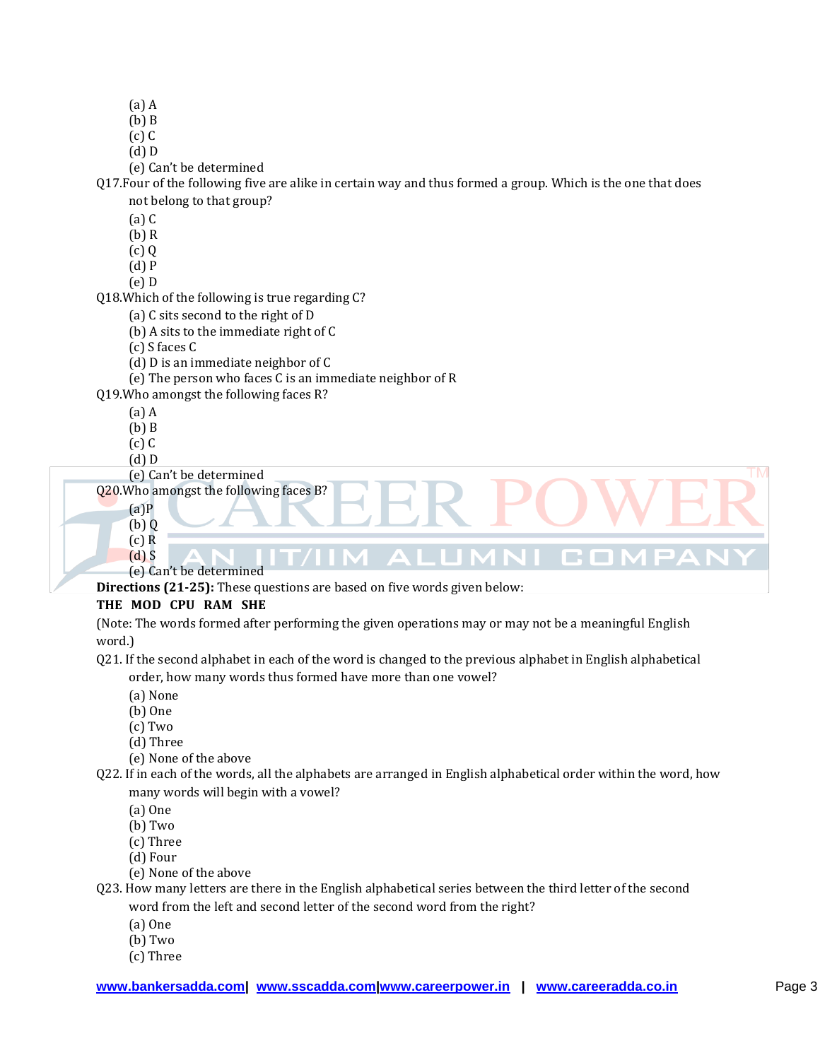(a) A
(b) B
(c) C
(d) D
(e) Can't be determined

Q17.Four of the following five are alike in certain way and thus formed a group. Which is the one that does not belong to that group?
(a) C
(b) R
(c) Q
(d) P
(e) D

Q18.Which of the following is true regarding C?
(a) C sits second to the right of D
(b) A sits to the immediate right of C
(c) S faces C
(d) D is an immediate neighbor of C
(e) The person who faces C is an immediate neighbor of R

Q19.Who amongst the following faces R?
(a) A
(b) B
(c) C
(d) D
(e) Can't be determined

Q20.Who amongst the following faces B?
(a)P
(b) Q
(c) R
(d) S
(e) Can't be determined

**Directions (21-25):** These questions are based on five words given below:

**THE MOD CPU RAM SHE**

(Note: The words formed after performing the given operations may or may not be a meaningful English word.)

Q21. If the second alphabet in each of the word is changed to the previous alphabet in English alphabetical order, how many words thus formed have more than one vowel?
(a) None
(b) One
(c) Two
(d) Three
(e) None of the above

Q22. If in each of the words, all the alphabets are arranged in English alphabetical order within the word, how many words will begin with a vowel?
(a) One
(b) Two
(c) Three
(d) Four
(e) None of the above

Q23. How many letters are there in the English alphabetical series between the third letter of the second word from the left and second letter of the second word from the right?
(a) One
(b) Two
(c) Three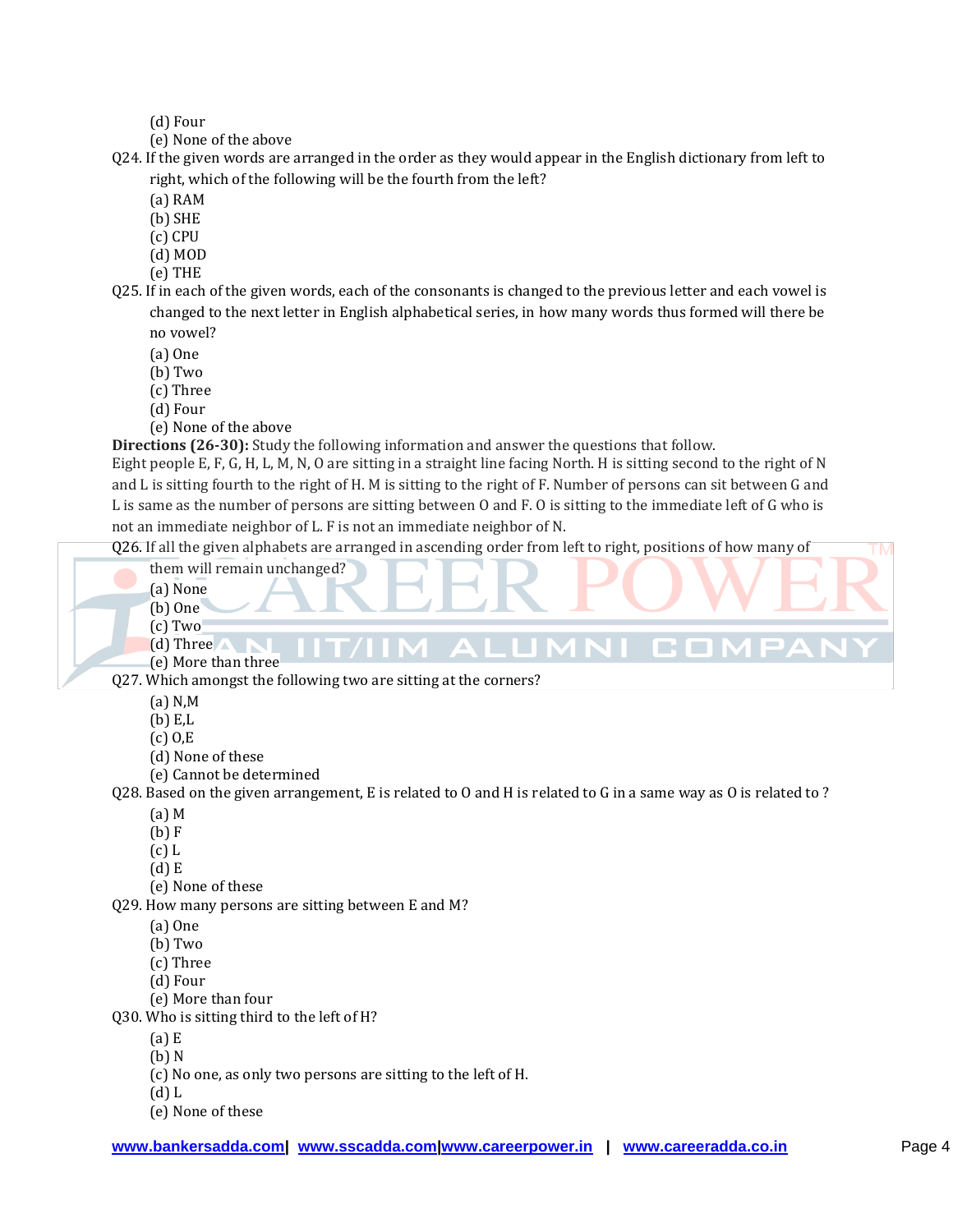(d) Four
(e) None of the above

Q24. If the given words are arranged in the order as they would appear in the English dictionary from left to right, which of the following will be the fourth from the left?

(a) RAM
(b) SHE
(c) CPU
(d) MOD
(e) THE

Q25. If in each of the given words, each of the consonants is changed to the previous letter and each vowel is changed to the next letter in English alphabetical series, in how many words thus formed will there be no vowel?

(a) One
(b) Two
(c) Three
(d) Four
(e) None of the above

**Directions (26-30):** Study the following information and answer the questions that follow.

Eight people E, F, G, H, L, M, N, O are sitting in a straight line facing North. H is sitting second to the right of N and L is sitting fourth to the right of H. M is sitting to the right of F. Number of persons can sit between G and L is same as the number of persons are sitting between O and F. O is sitting to the immediate left of G who is not an immediate neighbor of L. F is not an immediate neighbor of N.

Q26. If all the given alphabets are arranged in ascending order from left to right, positions of how many of them will remain unchanged?

(a) None
(b) One
(c) Two
(d) Three
(e) More than three

Q27. Which amongst the following two are sitting at the corners?

(a) N,M
(b) E,L
(c) O,E
(d) None of these
(e) Cannot be determined

Q28. Based on the given arrangement, E is related to O and H is related to G in a same way as O is related to ?

(a) M
(b) F
(c) L
(d) E
(e) None of these

Q29. How many persons are sitting between E and M?

(a) One
(b) Two
(c) Three
(d) Four
(e) More than four

Q30. Who is sitting third to the left of H?

(a) E
(b) N
(c) No one, as only two persons are sitting to the left of H.
(d) L
(e) None of these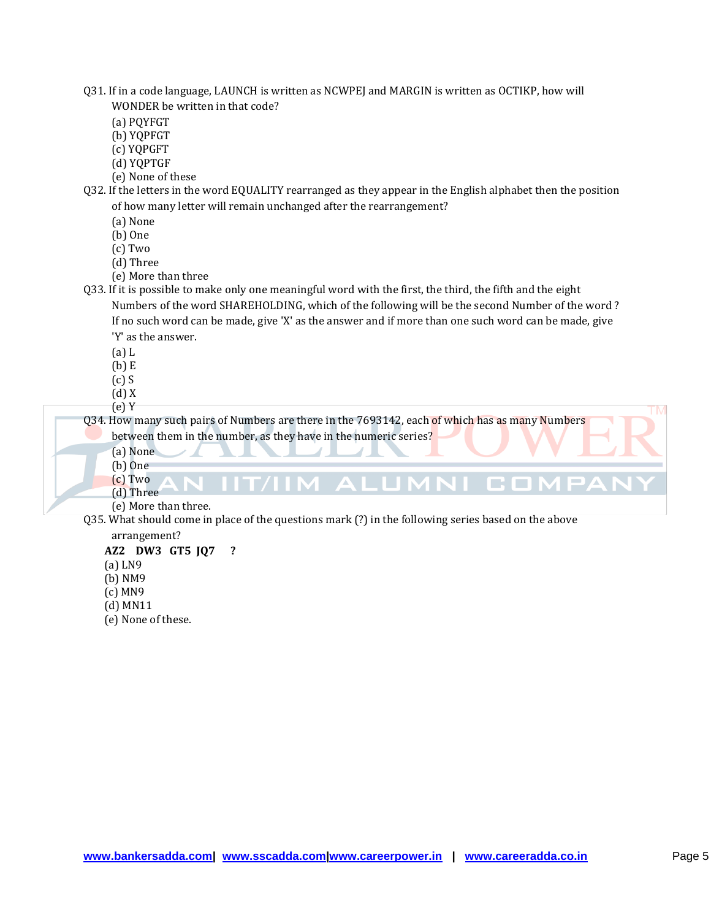Q31. If in a code language, LAUNCH is written as NCWPEJ and MARGIN is written as OCTIKP, how will WONDER be written in that code?

(a) PQYFGT
(b) YQPFGT
(c) YQPGFT
(d) YQPTGF
(e) None of these

Q32. If the letters in the word EQUALITY rearranged as they appear in the English alphabet then the position of how many letter will remain unchanged after the rearrangement?

(a) None
(b) One
(c) Two
(d) Three
(e) More than three

Q33. If it is possible to make only one meaningful word with the first, the third, the fifth and the eight Numbers of the word SHAREHOLDING, which of the following will be the second Number of the word ? If no such word can be made, give 'X' as the answer and if more than one such word can be made, give 'Y' as the answer.

(a) L
(b) E
(c) S
(d) X
(e) Y

Q34. How many such pairs of Numbers are there in the 7693142, each of which has as many Numbers between them in the number, as they have in the numeric series?

(a) None
(b) One
(c) Two
(d) Three
(e) More than three.

Q35. What should come in place of the questions mark (?) in the following series based on the above arrangement?

**AZ2 DW3 GT5 JQ7 ?**

(a) LN9
(b) NM9
(c) MN9
(d) MN11
(e) None of these.